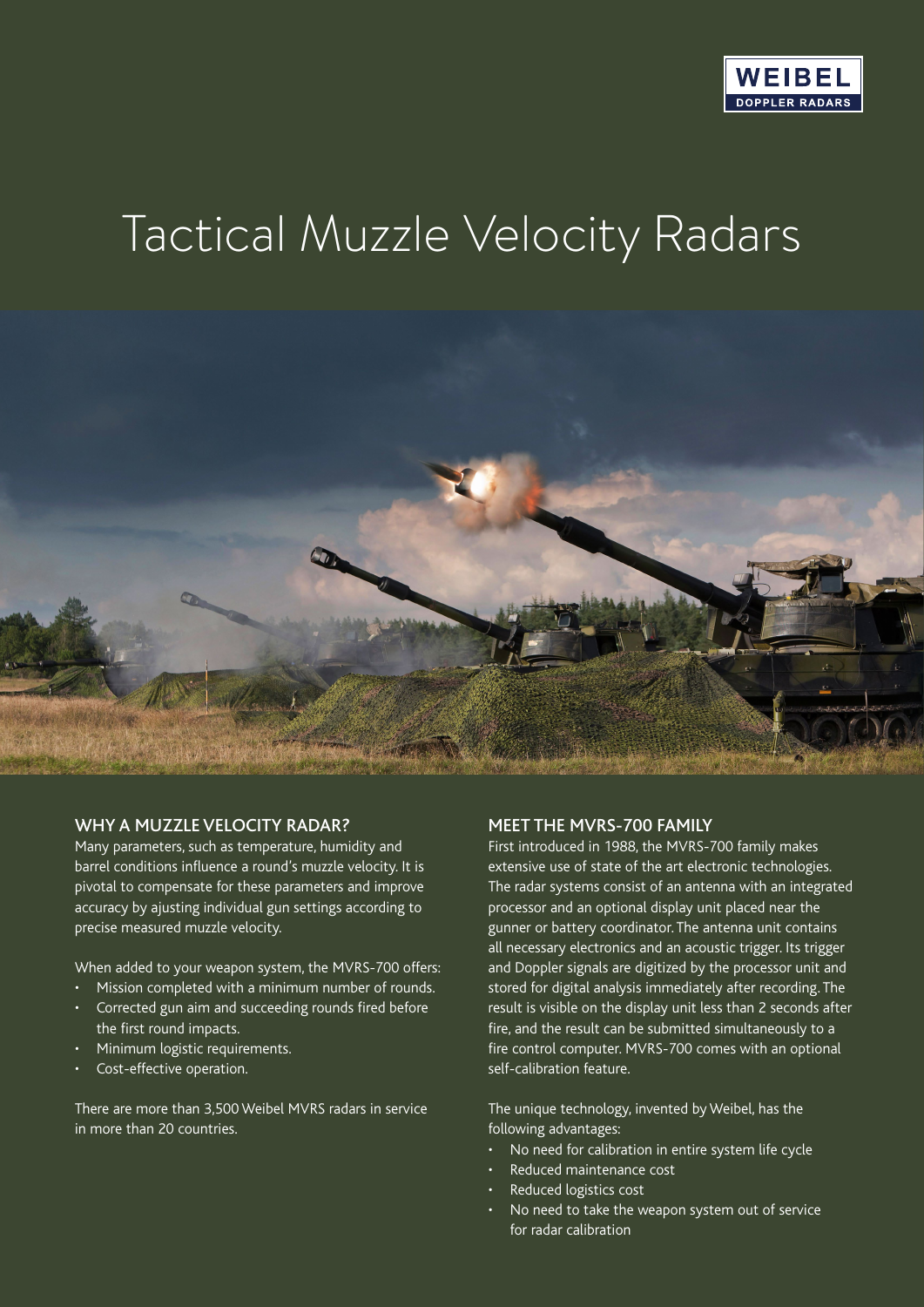WEIBEL
DOPPLER RADARS

# Tactical Muzzle Velocity Radars

## WHY A MUZZLE VELOCITY RADAR?

Many parameters, such as temperature, humidity and barrel conditions influence a round's muzzle velocity. It is pivotal to compensate for these parameters and improve accuracy by ajusting individual gun settings according to precise measured muzzle velocity.

When added to your weapon system, the MVRS-700 offers:

- Mission completed with a minimum number of rounds.
- Corrected gun aim and succeeding rounds fired before the first round impacts.
- Minimum logistic requirements.
- Cost-effective operation.

There are more than 3,500 Weibel MVRS radars in service in more than 20 countries.

## MEET THE MVRS-700 FAMILY

First introduced in 1988, the MVRS-700 family makes extensive use of state of the art electronic technologies. The radar systems consist of an antenna with an integrated processor and an optional display unit placed near the gunner or battery coordinator. The antenna unit contains all necessary electronics and an acoustic trigger. Its trigger and Doppler signals are digitized by the processor unit and stored for digital analysis immediately after recording. The result is visible on the display unit less than 2 seconds after fire, and the result can be submitted simultaneously to a fire control computer. MVRS-700 comes with an optional self-calibration feature.

The unique technology, invented by Weibel, has the following advantages:

- No need for calibration in entire system life cycle
- Reduced maintenance cost
- Reduced logistics cost
- No need to take the weapon system out of service for radar calibration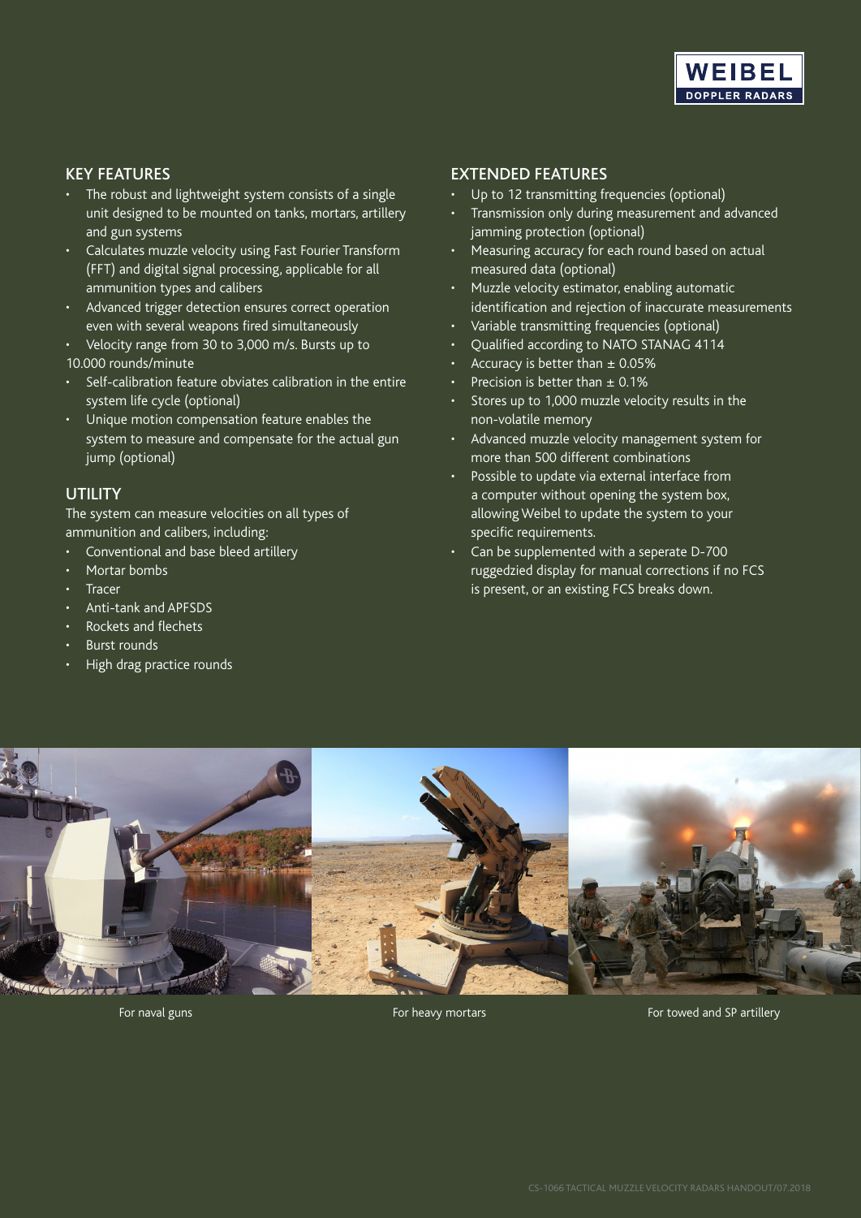WEIBEL
DOPPLER RADARS

## KEY FEATURES

- The robust and lightweight system consists of a single unit designed to be mounted on tanks, mortars, artillery and gun systems
- Calculates muzzle velocity using Fast Fourier Transform (FFT) and digital signal processing, applicable for all ammunition types and calibers
- Advanced trigger detection ensures correct operation even with several weapons fired simultaneously
- Velocity range from 30 to 3,000 m/s. Bursts up to 10.000 rounds/minute
- Self-calibration feature obviates calibration in the entire system life cycle (optional)
- Unique motion compensation feature enables the system to measure and compensate for the actual gun jump (optional)

## UTILITY

The system can measure velocities on all types of ammunition and calibers, including:

- Conventional and base bleed artillery
- Mortar bombs
- Tracer
- Anti-tank and APFSDS
- Rockets and flechets
- Burst rounds
- High drag practice rounds

## EXTENDED FEATURES

- Up to 12 transmitting frequencies (optional)
- Transmission only during measurement and advanced jamming protection (optional)
- Measuring accuracy for each round based on actual measured data (optional)
- Muzzle velocity estimator, enabling automatic identification and rejection of inaccurate measurements
- Variable transmitting frequencies (optional)
- Qualified according to NATO STANAG 4114
- Accuracy is better than ± 0.05%
- Precision is better than ± 0.1%
- Stores up to 1,000 muzzle velocity results in the non-volatile memory
- Advanced muzzle velocity management system for more than 500 different combinations
- Possible to update via external interface from a computer without opening the system box, allowing Weibel to update the system to your specific requirements.
- Can be supplemented with a seperate D-700 ruggedzied display for manual corrections if no FCS is present, or an existing FCS breaks down.

For naval guns

For heavy mortars

For towed and SP artillery

CS-1066 TACTICAL MUZZLE VELOCITY RADARS HANDOUT/07.2018